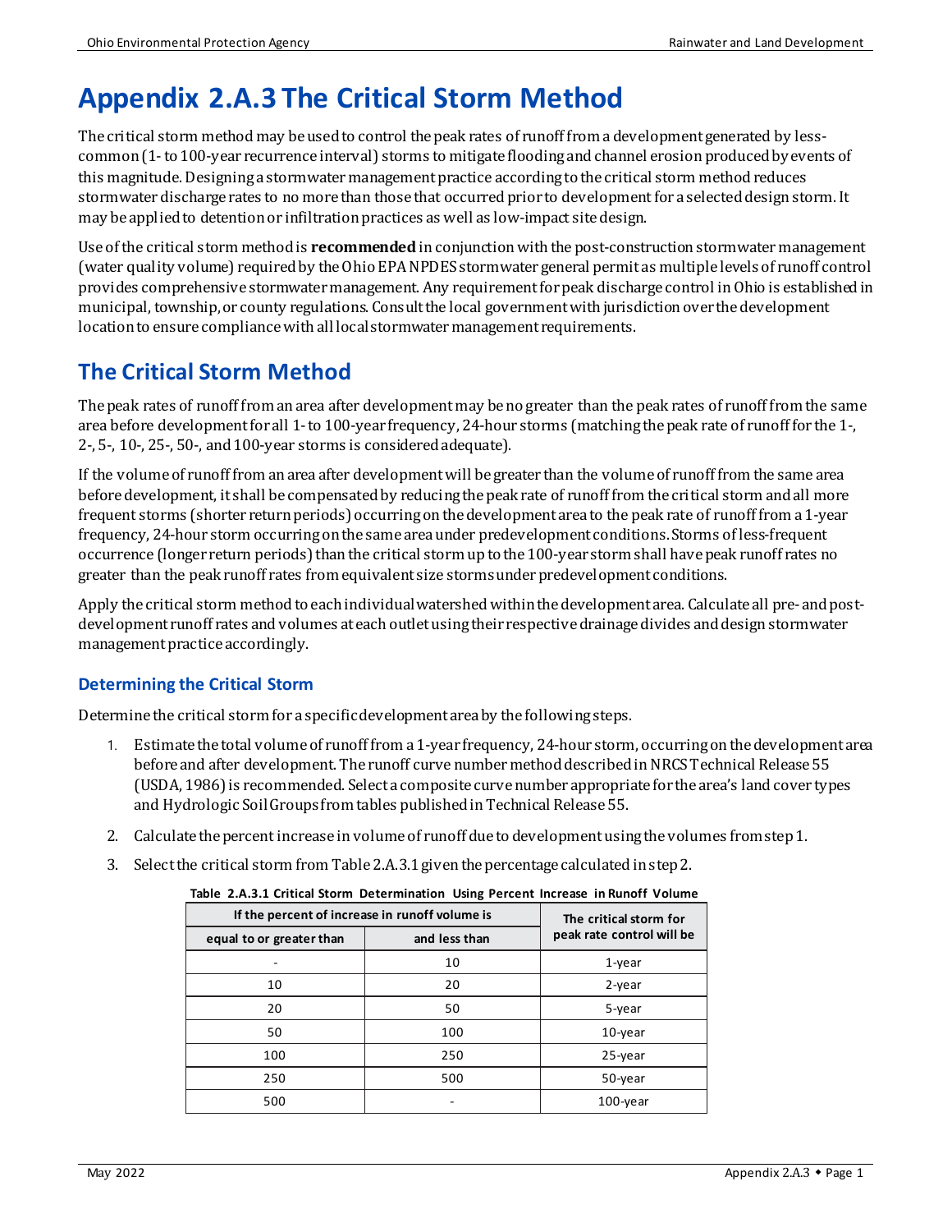# Appendix 2.A.3 The Critical Storm Method

The critical storm method may be used to control the peak rates of runoff from a development generated by less-common (1- to 100-year recurrence interval) storms to mitigate flooding and channel erosion produced by events of this magnitude. Designing a stormwater management practice according to the critical storm method reduces stormwater discharge rates to no more than those that occurred prior to development for a selected design storm. It may be applied to detention or infiltration practices as well as low-impact site design.

Use of the critical storm method is **recommended** in conjunction with the post-construction stormwater management (water quality volume) required by the Ohio EPA NPDES stormwater general permit as multiple levels of runoff control provides comprehensive stormwater management. Any requirement for peak discharge control in Ohio is established in municipal, township, or county regulations. Consult the local government with jurisdiction over the development location to ensure compliance with all local stormwater management requirements.

## The Critical Storm Method

The peak rates of runoff from an area after development may be no greater than the peak rates of runoff from the same area before development for all 1- to 100-year frequency, 24-hour storms (matching the peak rate of runoff for the 1-, 2-, 5-, 10-, 25-, 50-, and 100-year storms is considered adequate).

If the volume of runoff from an area after development will be greater than the volume of runoff from the same area before development, it shall be compensated by reducing the peak rate of runoff from the critical storm and all more frequent storms (shorter return periods) occurring on the development area to the peak rate of runoff from a 1-year frequency, 24-hour storm occurring on the same area under predevelopment conditions. Storms of less-frequent occurrence (longer return periods) than the critical storm up to the 100-year storm shall have peak runoff rates no greater than the peak runoff rates from equivalent size storms under predevelopment conditions.

Apply the critical storm method to each individual watershed within the development area. Calculate all pre- and post-development runoff rates and volumes at each outlet using their respective drainage divides and design stormwater management practice accordingly.

### Determining the Critical Storm

Determine the critical storm for a specific development area by the following steps.

1. Estimate the total volume of runoff from a 1-year frequency, 24-hour storm, occurring on the development area before and after development. The runoff curve number method described in NRCS Technical Release 55 (USDA, 1986) is recommended. Select a composite curve number appropriate for the area's land cover types and Hydrologic Soil Groups from tables published in Technical Release 55.
2. Calculate the percent increase in volume of runoff due to development using the volumes from step 1.
3. Select the critical storm from Table 2.A.3.1 given the percentage calculated in step 2.

**Table 2.A.3.1 Critical Storm Determination Using Percent Increase in Runoff Volume**

| If the percent of increase in runoff volume is | | The critical storm for peak rate control will be |
|---|---|---|
| equal to or greater than | and less than | |
| - | 10 | 1-year |
| 10 | 20 | 2-year |
| 20 | 50 | 5-year |
| 50 | 100 | 10-year |
| 100 | 250 | 25-year |
| 250 | 500 | 50-year |
| 500 | - | 100-year |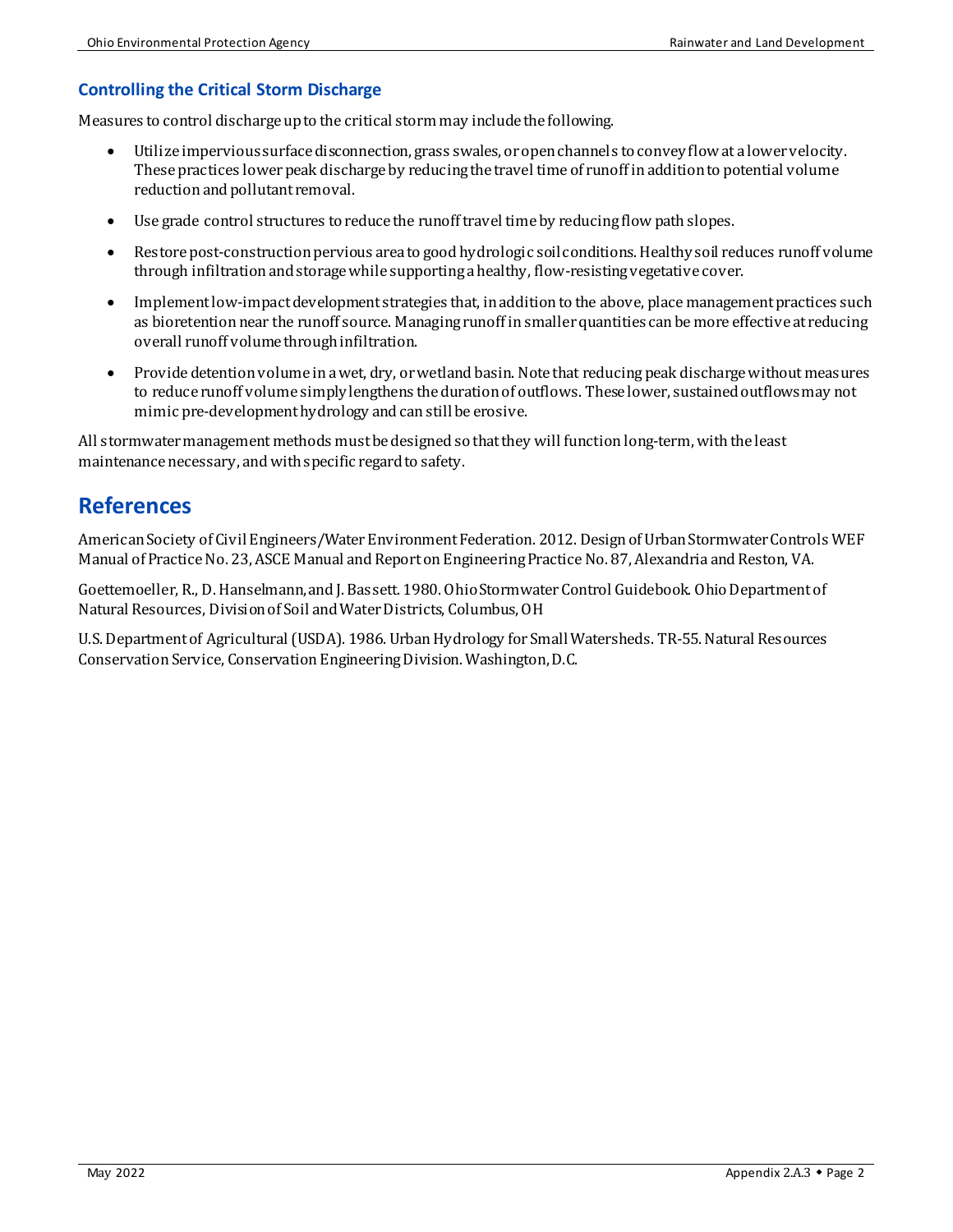### Controlling the Critical Storm Discharge

Measures to control discharge up to the critical storm may include the following.

- Utilize impervious surface disconnection, grass swales, or open channels to convey flow at a lower velocity. These practices lower peak discharge by reducing the travel time of runoff in addition to potential volume reduction and pollutant removal.
- Use grade control structures to reduce the runoff travel time by reducing flow path slopes.
- Restore post-construction pervious area to good hydrologic soil conditions. Healthy soil reduces runoff volume through infiltration and storage while supporting a healthy, flow-resisting vegetative cover.
- Implement low-impact development strategies that, in addition to the above, place management practices such as bioretention near the runoff source. Managing runoff in smaller quantities can be more effective at reducing overall runoff volume through infiltration.
- Provide detention volume in a wet, dry, or wetland basin. Note that reducing peak discharge without measures to reduce runoff volume simply lengthens the duration of outflows. These lower, sustained outflows may not mimic pre-development hydrology and can still be erosive.

All stormwater management methods must be designed so that they will function long-term, with the least maintenance necessary, and with specific regard to safety.

## References

American Society of Civil Engineers/Water Environment Federation. 2012. Design of Urban Stormwater Controls WEF Manual of Practice No. 23, ASCE Manual and Report on Engineering Practice No. 87, Alexandria and Reston, VA.

Goettemoeller, R., D. Hanselmann, and J. Bassett. 1980. Ohio Stormwater Control Guidebook. Ohio Department of Natural Resources, Division of Soil and Water Districts, Columbus, OH

U.S. Department of Agricultural (USDA). 1986. Urban Hydrology for Small Watersheds. TR-55. Natural Resources Conservation Service, Conservation Engineering Division. Washington, D.C.